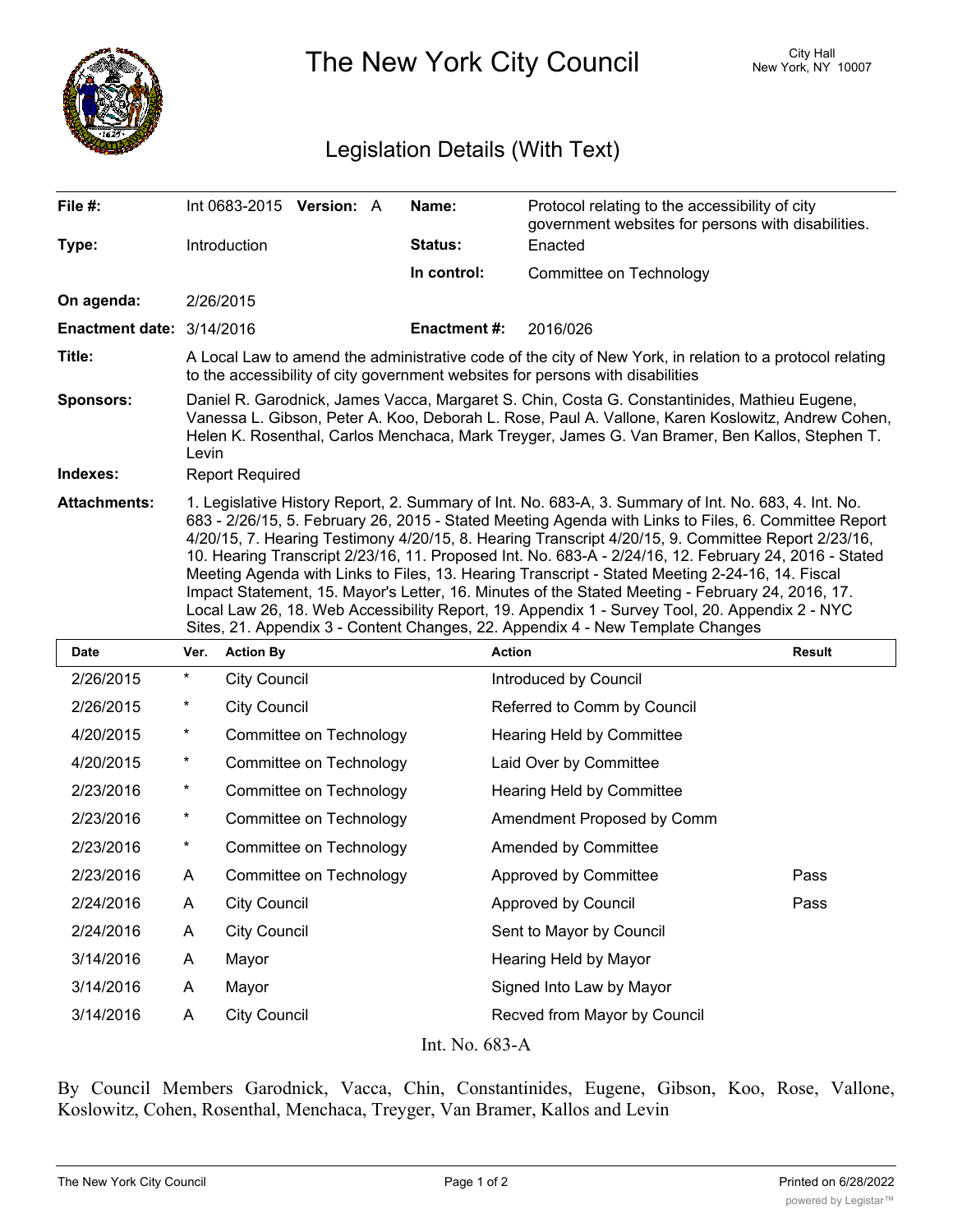# The New York City Council

City Hall
New York, NY 10007

## Legislation Details (With Text)

| | | | |
|---|---|---|---|
| **File #:** | Int 0683-2015 **Version:** A | **Name:** | Protocol relating to the accessibility of city government websites for persons with disabilities. |
| **Type:** | Introduction | **Status:** | Enacted |
| | | **In control:** | Committee on Technology |
| **On agenda:** | 2/26/2015 | | |
| **Enactment date:** | 3/14/2016 | **Enactment #:** | 2016/026 |

**Title:** A Local Law to amend the administrative code of the city of New York, in relation to a protocol relating to the accessibility of city government websites for persons with disabilities

**Sponsors:** Daniel R. Garodnick, James Vacca, Margaret S. Chin, Costa G. Constantinides, Mathieu Eugene, Vanessa L. Gibson, Peter A. Koo, Deborah L. Rose, Paul A. Vallone, Karen Koslowitz, Andrew Cohen, Helen K. Rosenthal, Carlos Menchaca, Mark Treyger, James G. Van Bramer, Ben Kallos, Stephen T. Levin

**Indexes:** Report Required

**Attachments:** 1. Legislative History Report, 2. Summary of Int. No. 683-A, 3. Summary of Int. No. 683, 4. Int. No. 683 - 2/26/15, 5. February 26, 2015 - Stated Meeting Agenda with Links to Files, 6. Committee Report 4/20/15, 7. Hearing Testimony 4/20/15, 8. Hearing Transcript 4/20/15, 9. Committee Report 2/23/16, 10. Hearing Transcript 2/23/16, 11. Proposed Int. No. 683-A - 2/24/16, 12. February 24, 2016 - Stated Meeting Agenda with Links to Files, 13. Hearing Transcript - Stated Meeting 2-24-16, 14. Fiscal Impact Statement, 15. Mayor's Letter, 16. Minutes of the Stated Meeting - February 24, 2016, 17. Local Law 26, 18. Web Accessibility Report, 19. Appendix 1 - Survey Tool, 20. Appendix 2 - NYC Sites, 21. Appendix 3 - Content Changes, 22. Appendix 4 - New Template Changes

| Date | Ver. | Action By | Action | Result |
|---|---|---|---|---|
| 2/26/2015 | * | City Council | Introduced by Council | |
| 2/26/2015 | * | City Council | Referred to Comm by Council | |
| 4/20/2015 | * | Committee on Technology | Hearing Held by Committee | |
| 4/20/2015 | * | Committee on Technology | Laid Over by Committee | |
| 2/23/2016 | * | Committee on Technology | Hearing Held by Committee | |
| 2/23/2016 | * | Committee on Technology | Amendment Proposed by Comm | |
| 2/23/2016 | * | Committee on Technology | Amended by Committee | |
| 2/23/2016 | A | Committee on Technology | Approved by Committee | Pass |
| 2/24/2016 | A | City Council | Approved by Council | Pass |
| 2/24/2016 | A | City Council | Sent to Mayor by Council | |
| 3/14/2016 | A | Mayor | Hearing Held by Mayor | |
| 3/14/2016 | A | Mayor | Signed Into Law by Mayor | |
| 3/14/2016 | A | City Council | Recved from Mayor by Council | |

Int. No. 683-A

By Council Members Garodnick, Vacca, Chin, Constantinides, Eugene, Gibson, Koo, Rose, Vallone, Koslowitz, Cohen, Rosenthal, Menchaca, Treyger, Van Bramer, Kallos and Levin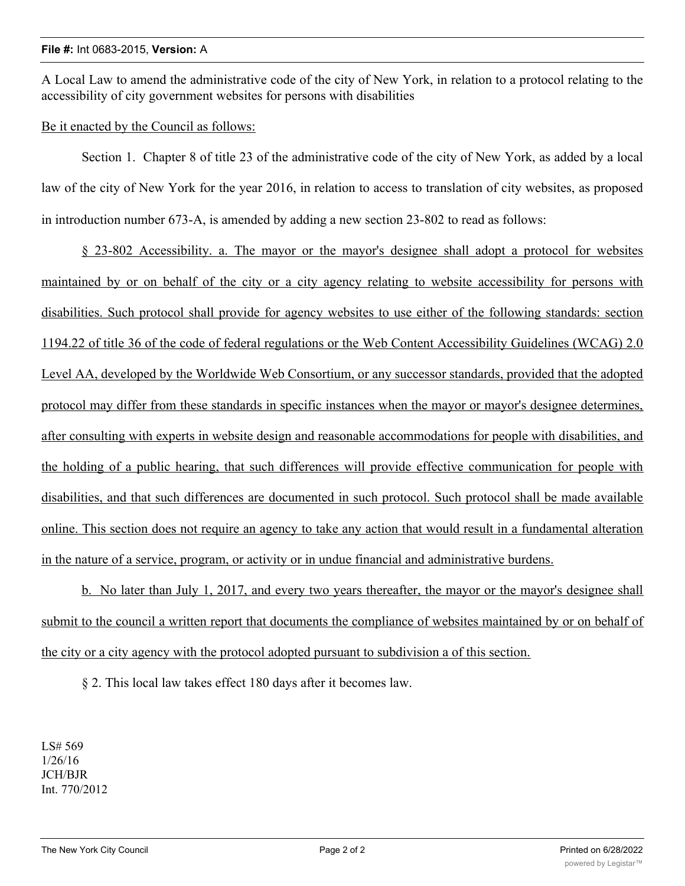**File #:** Int 0683-2015, **Version:** A

A Local Law to amend the administrative code of the city of New York, in relation to a protocol relating to the accessibility of city government websites for persons with disabilities

Be it enacted by the Council as follows:

Section 1. Chapter 8 of title 23 of the administrative code of the city of New York, as added by a local law of the city of New York for the year 2016, in relation to access to translation of city websites, as proposed in introduction number 673-A, is amended by adding a new section 23-802 to read as follows:

§ 23-802 Accessibility. a. The mayor or the mayor's designee shall adopt a protocol for websites maintained by or on behalf of the city or a city agency relating to website accessibility for persons with disabilities. Such protocol shall provide for agency websites to use either of the following standards: section 1194.22 of title 36 of the code of federal regulations or the Web Content Accessibility Guidelines (WCAG) 2.0 Level AA, developed by the Worldwide Web Consortium, or any successor standards, provided that the adopted protocol may differ from these standards in specific instances when the mayor or mayor's designee determines, after consulting with experts in website design and reasonable accommodations for people with disabilities, and the holding of a public hearing, that such differences will provide effective communication for people with disabilities, and that such differences are documented in such protocol. Such protocol shall be made available online. This section does not require an agency to take any action that would result in a fundamental alteration in the nature of a service, program, or activity or in undue financial and administrative burdens.

b. No later than July 1, 2017, and every two years thereafter, the mayor or the mayor's designee shall submit to the council a written report that documents the compliance of websites maintained by or on behalf of the city or a city agency with the protocol adopted pursuant to subdivision a of this section.

§ 2. This local law takes effect 180 days after it becomes law.

LS# 569
1/26/16
JCH/BJR
Int. 770/2012